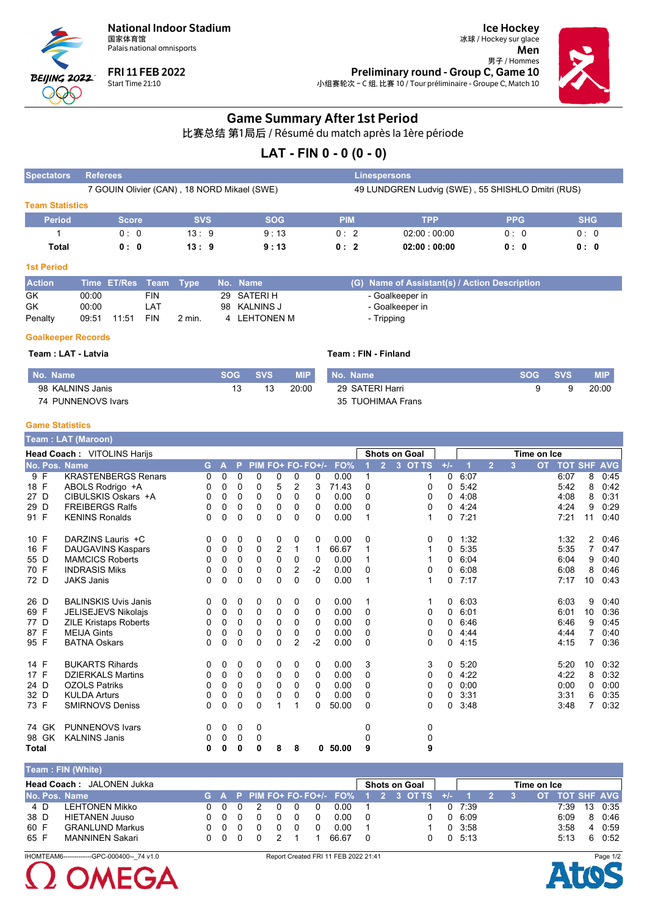**National Indoor Stadium**
国家体育馆
Palais national omnisports

**FRI 11 FEB 2022**
Start Time 21:10

**Ice Hockey**
冰球 / Hockey sur glace
**Men**
男子 / Hommes
**Preliminary round - Group C, Game 10**
小组赛轮次 – C 组, 比赛 10 / Tour préliminaire - Groupe C, Match 10

# Game Summary After 1st Period

比赛总结 第1局后 / Résumé du match après la 1ère période

## LAT - FIN 0 - 0 (0 - 0)

| Spectators | Referees | Linespersons |
|---|---|---|
| | 7 GOUIN Olivier (CAN) , 18 NORD Mikael (SWE) | 49 LUNDGREN Ludvig (SWE) , 55 SHISHLO Dmitri (RUS) |

### Team Statistics

| Period | Score | SVS | SOG | PIM | TPP | PPG | SHG |
|---|---|---|---|---|---|---|---|
| 1 | 0 : 0 | 13 : 9 | 9 : 13 | 0 : 2 | 02:00 : 00:00 | 0 : 0 | 0 : 0 |
| **Total** | **0 : 0** | **13 : 9** | **9 : 13** | **0 : 2** | **02:00 : 00:00** | **0 : 0** | **0 : 0** |

### 1st Period

| Action | Time | ET/Res | Team | Type | No. | Name | (G) Name of Assistant(s) / Action Description |
|---|---|---|---|---|---|---|---|
| GK | 00:00 | | FIN | | 29 | SATERI H | - Goalkeeper in |
| GK | 00:00 | | LAT | | 98 | KALNINS J | - Goalkeeper in |
| Penalty | 09:51 | 11:51 | FIN | 2 min. | 4 | LEHTONEN M | - Tripping |

### Goalkeeper Records

**Team : LAT - Latvia**

| No. Name | SOG | SVS | MIP |
|---|---|---|---|
| 98 KALNINS Janis | 13 | 13 | 20:00 |
| 74 PUNNENOVS Ivars | | | |

**Team : FIN - Finland**

| No. Name | SOG | SVS | MIP |
|---|---|---|---|
| 29 SATERI Harri | 9 | 9 | 20:00 |
| 35 TUOHIMAA Frans | | | |

### Game Statistics

**Team : LAT (Maroon)**

**Head Coach :** VITOLINS Harijs

| No. | Pos. | Name | G | A | P | PIM | FO+ | FO- | FO+/- | FO% | SOG 1 | SOG 2 | SOG 3 | SOG OT | SOG TS | +/- | TOI 1 | TOI 2 | TOI 3 | TOI OT | TOI TOT | SHF | AVG |
|---|---|---|---|---|---|---|---|---|---|---|---|---|---|---|---|---|---|---|---|---|---|---|---|
| 9 | F | KRASTENBERGS Renars | 0 | 0 | 0 | 0 | 0 | 0 | 0 | 0.00 | 1 | | | | 1 | 0 | 6:07 | | | | 6:07 | 8 | 0:45 |
| 18 | F | ABOLS Rodrigo +A | 0 | 0 | 0 | 0 | 5 | 2 | 3 | 71.43 | 0 | | | | 0 | 0 | 5:42 | | | | 5:42 | 8 | 0:42 |
| 27 | D | CIBULSKIS Oskars +A | 0 | 0 | 0 | 0 | 0 | 0 | 0 | 0.00 | 0 | | | | 0 | 0 | 4:08 | | | | 4:08 | 8 | 0:31 |
| 29 | D | FREIBERGS Ralfs | 0 | 0 | 0 | 0 | 0 | 0 | 0 | 0.00 | 0 | | | | 0 | 0 | 4:24 | | | | 4:24 | 9 | 0:29 |
| 91 | F | KENINS Ronalds | 0 | 0 | 0 | 0 | 0 | 0 | 0 | 0.00 | 1 | | | | 1 | 0 | 7:21 | | | | 7:21 | 11 | 0:40 |
| 10 | F | DARZINS Lauris +C | 0 | 0 | 0 | 0 | 0 | 0 | 0 | 0.00 | 0 | | | | 0 | 0 | 1:32 | | | | 1:32 | 2 | 0:46 |
| 16 | F | DAUGAVINS Kaspars | 0 | 0 | 0 | 0 | 2 | 1 | 1 | 66.67 | 1 | | | | 1 | 0 | 5:35 | | | | 5:35 | 7 | 0:47 |
| 55 | D | MAMCICS Roberts | 0 | 0 | 0 | 0 | 0 | 0 | 0 | 0.00 | 1 | | | | 1 | 0 | 6:04 | | | | 6:04 | 9 | 0:40 |
| 70 | F | INDRASIS Miks | 0 | 0 | 0 | 0 | 0 | 2 | -2 | 0.00 | 0 | | | | 0 | 0 | 6:08 | | | | 6:08 | 8 | 0:46 |
| 72 | D | JAKS Janis | 0 | 0 | 0 | 0 | 0 | 0 | 0 | 0.00 | 1 | | | | 1 | 0 | 7:17 | | | | 7:17 | 10 | 0:43 |
| 26 | D | BALINSKIS Uvis Janis | 0 | 0 | 0 | 0 | 0 | 0 | 0 | 0.00 | 1 | | | | 1 | 0 | 6:03 | | | | 6:03 | 9 | 0:40 |
| 69 | F | JELISEJEVS Nikolajs | 0 | 0 | 0 | 0 | 0 | 0 | 0 | 0.00 | 0 | | | | 0 | 0 | 6:01 | | | | 6:01 | 10 | 0:36 |
| 77 | D | ZILE Kristaps Roberts | 0 | 0 | 0 | 0 | 0 | 0 | 0 | 0.00 | 0 | | | | 0 | 0 | 6:46 | | | | 6:46 | 9 | 0:45 |
| 87 | F | MEIJA Gints | 0 | 0 | 0 | 0 | 0 | 0 | 0 | 0.00 | 0 | | | | 0 | 0 | 4:44 | | | | 4:44 | 7 | 0:40 |
| 95 | F | BATNA Oskars | 0 | 0 | 0 | 0 | 0 | 2 | -2 | 0.00 | 0 | | | | 0 | 0 | 4:15 | | | | 4:15 | 7 | 0:36 |
| 14 | F | BUKARTS Rihards | 0 | 0 | 0 | 0 | 0 | 0 | 0 | 0.00 | 3 | | | | 3 | 0 | 5:20 | | | | 5:20 | 10 | 0:32 |
| 17 | F | DZIERKALS Martins | 0 | 0 | 0 | 0 | 0 | 0 | 0 | 0.00 | 0 | | | | 0 | 0 | 4:22 | | | | 4:22 | 8 | 0:32 |
| 24 | D | OZOLS Patriks | 0 | 0 | 0 | 0 | 0 | 0 | 0 | 0.00 | 0 | | | | 0 | 0 | 0:00 | | | | 0:00 | 0 | 0:00 |
| 32 | D | KULDA Arturs | 0 | 0 | 0 | 0 | 0 | 0 | 0 | 0.00 | 0 | | | | 0 | 0 | 3:31 | | | | 3:31 | 6 | 0:35 |
| 73 | F | SMIRNOVS Deniss | 0 | 0 | 0 | 0 | 1 | 1 | 0 | 50.00 | 0 | | | | 0 | 0 | 3:48 | | | | 3:48 | 7 | 0:32 |
| 74 | GK | PUNNENOVS Ivars | 0 | 0 | 0 | 0 | | | | | 0 | | | | 0 | | | | | | | | |
| 98 | GK | KALNINS Janis | 0 | 0 | 0 | 0 | | | | | 0 | | | | 0 | | | | | | | | |
| **Total** | | | **0** | **0** | **0** | **0** | **8** | **8** | **0** | **50.00** | **9** | | | | **9** | | | | | | | | |

**Team : FIN (White)**

**Head Coach :** JALONEN Jukka

| No. | Pos. | Name | G | A | P | PIM | FO+ | FO- | FO+/- | FO% | SOG 1 | SOG 2 | SOG 3 | SOG OT | SOG TS | +/- | TOI 1 | TOI 2 | TOI 3 | TOI OT | TOI TOT | SHF | AVG |
|---|---|---|---|---|---|---|---|---|---|---|---|---|---|---|---|---|---|---|---|---|---|---|---|
| 4 | D | LEHTONEN Mikko | 0 | 0 | 0 | 2 | 0 | 0 | 0 | 0.00 | 1 | | | | 1 | 0 | 7:39 | | | | 7:39 | 13 | 0:35 |
| 38 | D | HIETANEN Juuso | 0 | 0 | 0 | 0 | 0 | 0 | 0 | 0.00 | 0 | | | | 0 | 0 | 6:09 | | | | 6:09 | 8 | 0:46 |
| 60 | F | GRANLUND Markus | 0 | 0 | 0 | 0 | 0 | 0 | 0 | 0.00 | 1 | | | | 1 | 0 | 3:58 | | | | 3:58 | 4 | 0:59 |
| 65 | F | MANNINEN Sakari | 0 | 0 | 0 | 0 | 2 | 1 | 1 | 66.67 | 0 | | | | 0 | 0 | 5:13 | | | | 5:13 | 6 | 0:52 |

IHOMTEAM6-------------GPC-000400--_74 v1.0 Report Created FRI 11 FEB 2022 21:41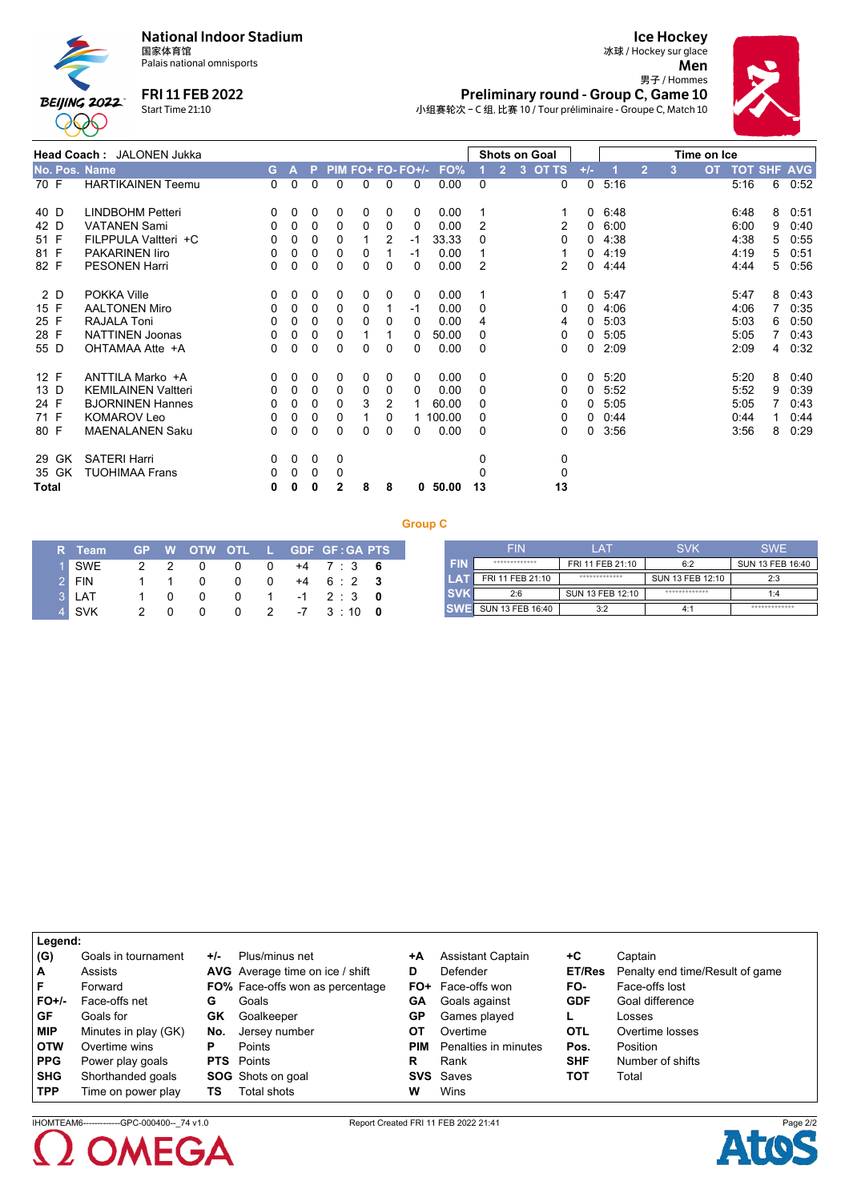# National Indoor Stadium
国家体育馆
Palais national omnisports

**FRI 11 FEB 2022**
Start Time 21:10

# Ice Hockey
冰球 / Hockey sur glace
**Men**
男子 / Hommes

**Preliminary round - Group C, Game 10**
小组赛轮次 – C 组, 比赛 10 / Tour préliminaire - Groupe C, Match 10

**Head Coach :** JALONEN Jukka

| No. | Pos. | Name | G | A | P | PIM | FO+ | FO- | FO+/- | FO% | Shots on Goal 1 | 2 | 3 | OT | TS | +/- | Time on Ice 1 | 2 | 3 | OT | TOT | SHF | AVG |
|---|---|---|---|---|---|---|---|---|---|---|---|---|---|---|---|---|---|---|---|---|---|---|---|
| 70 | F | HARTIKAINEN Teemu | 0 | 0 | 0 | 0 | 0 | 0 | 0 | 0.00 | 0 | | | | 0 | 0 | 5:16 | | | | 5:16 | 6 | 0:52 |
| 40 | D | LINDBOHM Petteri | 0 | 0 | 0 | 0 | 0 | 0 | 0 | 0.00 | 1 | | | | 1 | 0 | 6:48 | | | | 6:48 | 8 | 0:51 |
| 42 | D | VATANEN Sami | 0 | 0 | 0 | 0 | 0 | 0 | 0 | 0.00 | 2 | | | | 2 | 0 | 6:00 | | | | 6:00 | 9 | 0:40 |
| 51 | F | FILPPULA Valtteri +C | 0 | 0 | 0 | 0 | 1 | 2 | -1 | 33.33 | 0 | | | | 0 | 0 | 4:38 | | | | 4:38 | 5 | 0:55 |
| 81 | F | PAKARINEN Iiro | 0 | 0 | 0 | 0 | 0 | 1 | -1 | 0.00 | 1 | | | | 1 | 0 | 4:19 | | | | 4:19 | 5 | 0:51 |
| 82 | F | PESONEN Harri | 0 | 0 | 0 | 0 | 0 | 0 | 0 | 0.00 | 2 | | | | 2 | 0 | 4:44 | | | | 4:44 | 5 | 0:56 |
| 2 | D | POKKA Ville | 0 | 0 | 0 | 0 | 0 | 0 | 0 | 0.00 | 1 | | | | 1 | 0 | 5:47 | | | | 5:47 | 8 | 0:43 |
| 15 | F | AALTONEN Miro | 0 | 0 | 0 | 0 | 0 | 1 | -1 | 0.00 | 0 | | | | 0 | 0 | 4:06 | | | | 4:06 | 7 | 0:35 |
| 25 | F | RAJALA Toni | 0 | 0 | 0 | 0 | 0 | 0 | 0 | 0.00 | 4 | | | | 4 | 0 | 5:03 | | | | 5:03 | 6 | 0:50 |
| 28 | F | NATTINEN Joonas | 0 | 0 | 0 | 0 | 1 | 1 | 0 | 50.00 | 0 | | | | 0 | 0 | 5:05 | | | | 5:05 | 7 | 0:43 |
| 55 | D | OHTAMAA Atte +A | 0 | 0 | 0 | 0 | 0 | 0 | 0 | 0.00 | 0 | | | | 0 | 0 | 2:09 | | | | 2:09 | 4 | 0:32 |
| 12 | F | ANTTILA Marko +A | 0 | 0 | 0 | 0 | 0 | 0 | 0 | 0.00 | 0 | | | | 0 | 0 | 5:20 | | | | 5:20 | 8 | 0:40 |
| 13 | D | KEMILAINEN Valtteri | 0 | 0 | 0 | 0 | 0 | 0 | 0 | 0.00 | 0 | | | | 0 | 0 | 5:52 | | | | 5:52 | 9 | 0:39 |
| 24 | F | BJORNINEN Hannes | 0 | 0 | 0 | 0 | 3 | 2 | 1 | 60.00 | 0 | | | | 0 | 0 | 5:05 | | | | 5:05 | 7 | 0:43 |
| 71 | F | KOMAROV Leo | 0 | 0 | 0 | 0 | 1 | 0 | 1 | 100.00 | 0 | | | | 0 | 0 | 0:44 | | | | 0:44 | 1 | 0:44 |
| 80 | F | MAENALANEN Saku | 0 | 0 | 0 | 0 | 0 | 0 | 0 | 0.00 | 0 | | | | 0 | 0 | 3:56 | | | | 3:56 | 8 | 0:29 |
| 29 | GK | SATERI Harri | 0 | 0 | 0 | 0 | | | | | 0 | | | | 0 | | | | | | | | |
| 35 | GK | TUOHIMAA Frans | 0 | 0 | 0 | 0 | | | | | 0 | | | | 0 | | | | | | | | |
| **Total** | | | **0** | **0** | **0** | **2** | **8** | **8** | **0** | **50.00** | **13** | | | | **13** | | | | | | | | |

## Group C

| R | Team | GP | W | OTW | OTL | L | GDF | GF : GA | PTS |
|---|---|---|---|---|---|---|---|---|---|
| 1 | SWE | 2 | 2 | 0 | 0 | 0 | +4 | 7 : 3 | 6 |
| 2 | FIN | 1 | 1 | 0 | 0 | 0 | +4 | 6 : 2 | 3 |
| 3 | LAT | 1 | 0 | 0 | 0 | 1 | -1 | 2 : 3 | 0 |
| 4 | SVK | 2 | 0 | 0 | 0 | 2 | -7 | 3 : 10 | 0 |

| | FIN | LAT | SVK | SWE |
|---|---|---|---|---|
| **FIN** | ************* | FRI 11 FEB 21:10 | 6:2 | SUN 13 FEB 16:40 |
| **LAT** | FRI 11 FEB 21:10 | ************* | SUN 13 FEB 12:10 | 2:3 |
| **SVK** | 2:6 | SUN 13 FEB 12:10 | ************* | 1:4 |
| **SWE** | SUN 13 FEB 16:40 | 3:2 | 4:1 | ************* |

**Legend:**

| | | | | | | | |
|---|---|---|---|---|---|---|---|
| (G) | Goals in tournament | +/- | Plus/minus net | +A | Assistant Captain | +C | Captain |
| A | Assists | AVG | Average time on ice / shift | D | Defender | ET/Res | Penalty end time/Result of game |
| F | Forward | FO% | Face-offs won as percentage | FO+ | Face-offs won | FO- | Face-offs lost |
| FO+/- | Face-offs net | G | Goals | GA | Goals against | GDF | Goal difference |
| GF | Goals for | GK | Goalkeeper | GP | Games played | L | Losses |
| MIP | Minutes in play (GK) | No. | Jersey number | OT | Overtime | OTL | Overtime losses |
| OTW | Overtime wins | P | Points | PIM | Penalties in minutes | Pos. | Position |
| PPG | Power play goals | PTS | Points | R | Rank | SHF | Number of shifts |
| SHG | Shorthanded goals | SOG | Shots on goal | SVS | Saves | TOT | Total |
| TPP | Time on power play | TS | Total shots | W | Wins | | |

IHOMTEAM6-------------GPC-000400--_74 v1.0 Report Created FRI 11 FEB 2022 21:41